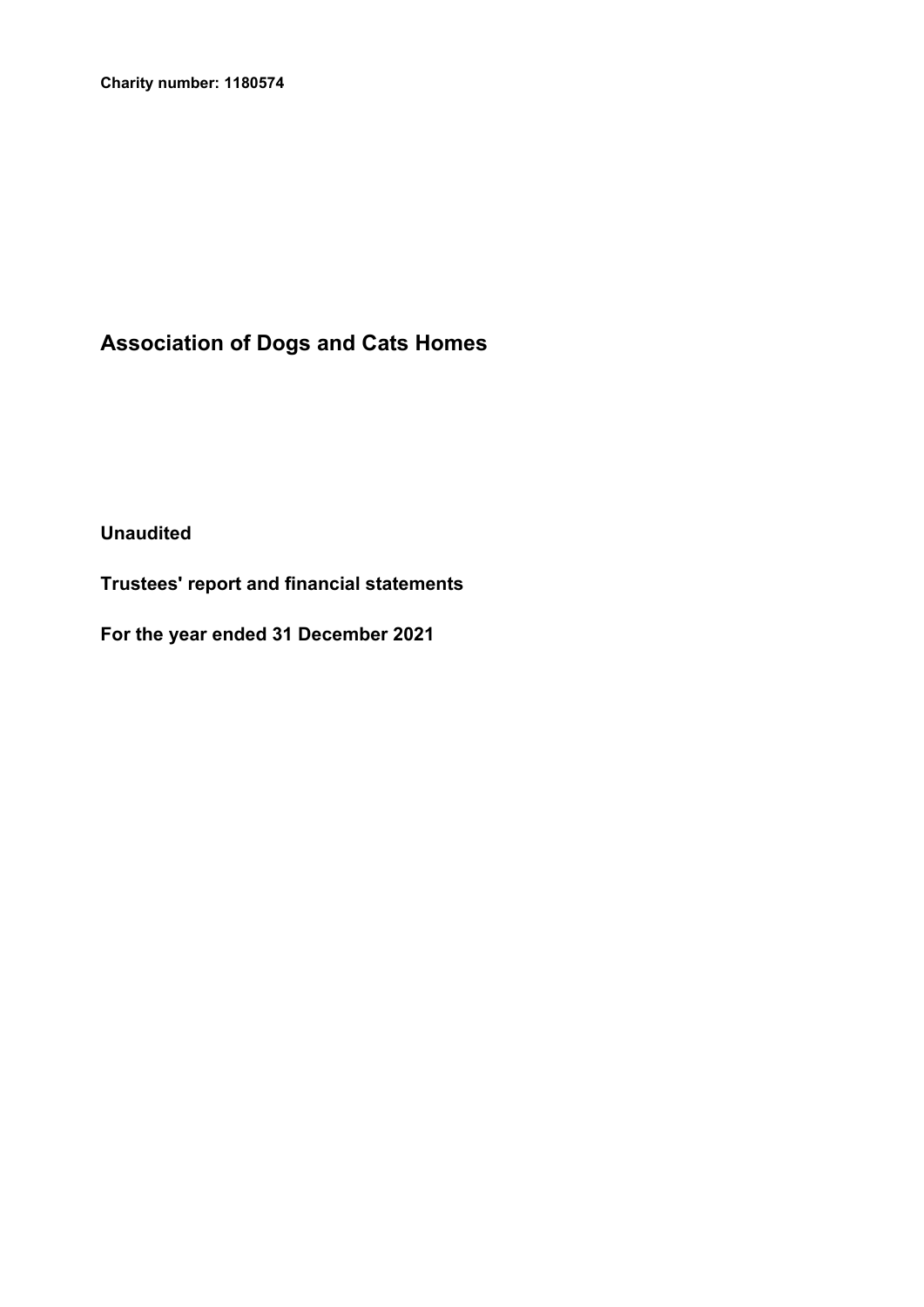**Charity number: 1180574**

# Association of Dogs and Cats Homes

**Unaudited**

**Trustees' report and financial statements**

**For the year ended 31 December 2021**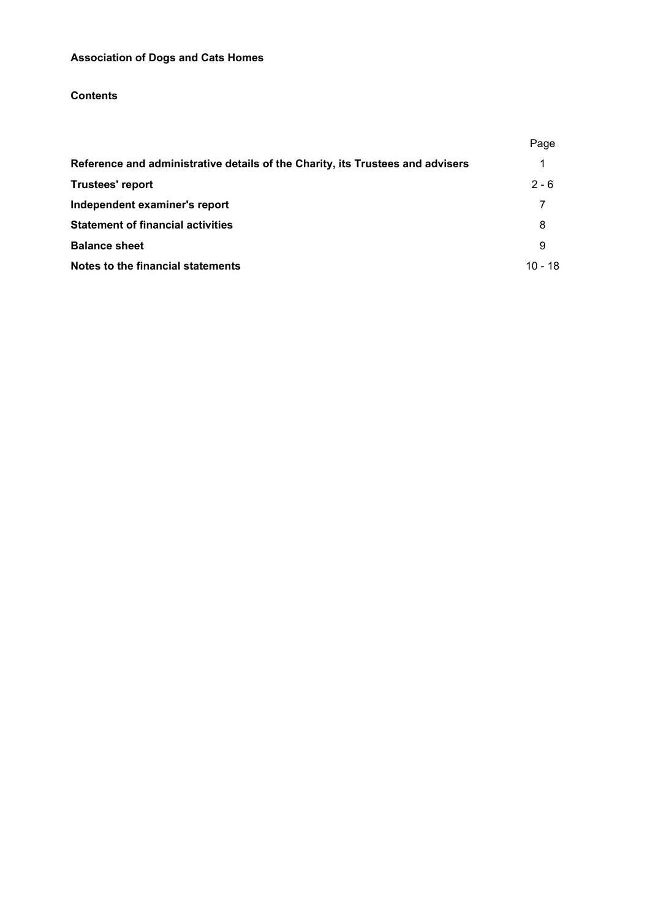**Association of Dogs and Cats Homes**

**Contents**

| | Page |
|---|---|
| **Reference and administrative details of the Charity, its Trustees and advisers** | 1 |
| **Trustees' report** | 2 - 6 |
| **Independent examiner's report** | 7 |
| **Statement of financial activities** | 8 |
| **Balance sheet** | 9 |
| **Notes to the financial statements** | 10 - 18 |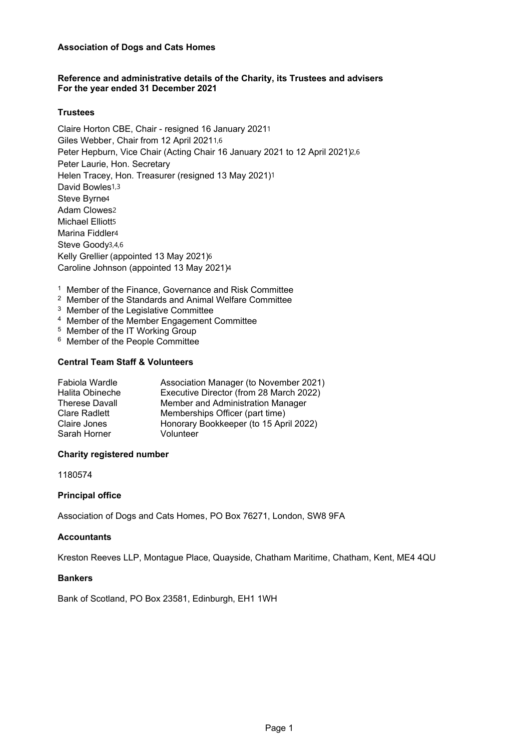**Association of Dogs and Cats Homes**

## Reference and administrative details of the Charity, its Trustees and advisers
## For the year ended 31 December 2021

### Trustees

Claire Horton CBE, Chair - resigned 16 January 2021[1]
Giles Webber, Chair from 12 April 2021[1,6]
Peter Hepburn, Vice Chair (Acting Chair 16 January 2021 to 12 April 2021)[2,6]
Peter Laurie, Hon. Secretary
Helen Tracey, Hon. Treasurer (resigned 13 May 2021)[1]
David Bowles[1,3]
Steve Byrne[4]
Adam Clowes[2]
Michael Elliott[5]
Marina Fiddler[4]
Steve Goody[3,4,6]
Kelly Grellier (appointed 13 May 2021)[6]
Caroline Johnson (appointed 13 May 2021)[4]

[1] Member of the Finance, Governance and Risk Committee
[2] Member of the Standards and Animal Welfare Committee
[3] Member of the Legislative Committee
[4] Member of the Member Engagement Committee
[5] Member of the IT Working Group
[6] Member of the People Committee

### Central Team Staff & Volunteers

| | |
|---|---|
| Fabiola Wardle | Association Manager (to November 2021) |
| Halita Obineche | Executive Director (from 28 March 2022) |
| Therese Davall | Member and Administration Manager |
| Clare Radlett | Memberships Officer (part time) |
| Claire Jones | Honorary Bookkeeper (to 15 April 2022) |
| Sarah Horner | Volunteer |

### Charity registered number

1180574

### Principal office

Association of Dogs and Cats Homes, PO Box 76271, London, SW8 9FA

### Accountants

Kreston Reeves LLP, Montague Place, Quayside, Chatham Maritime, Chatham, Kent, ME4 4QU

### Bankers

Bank of Scotland, PO Box 23581, Edinburgh, EH1 1WH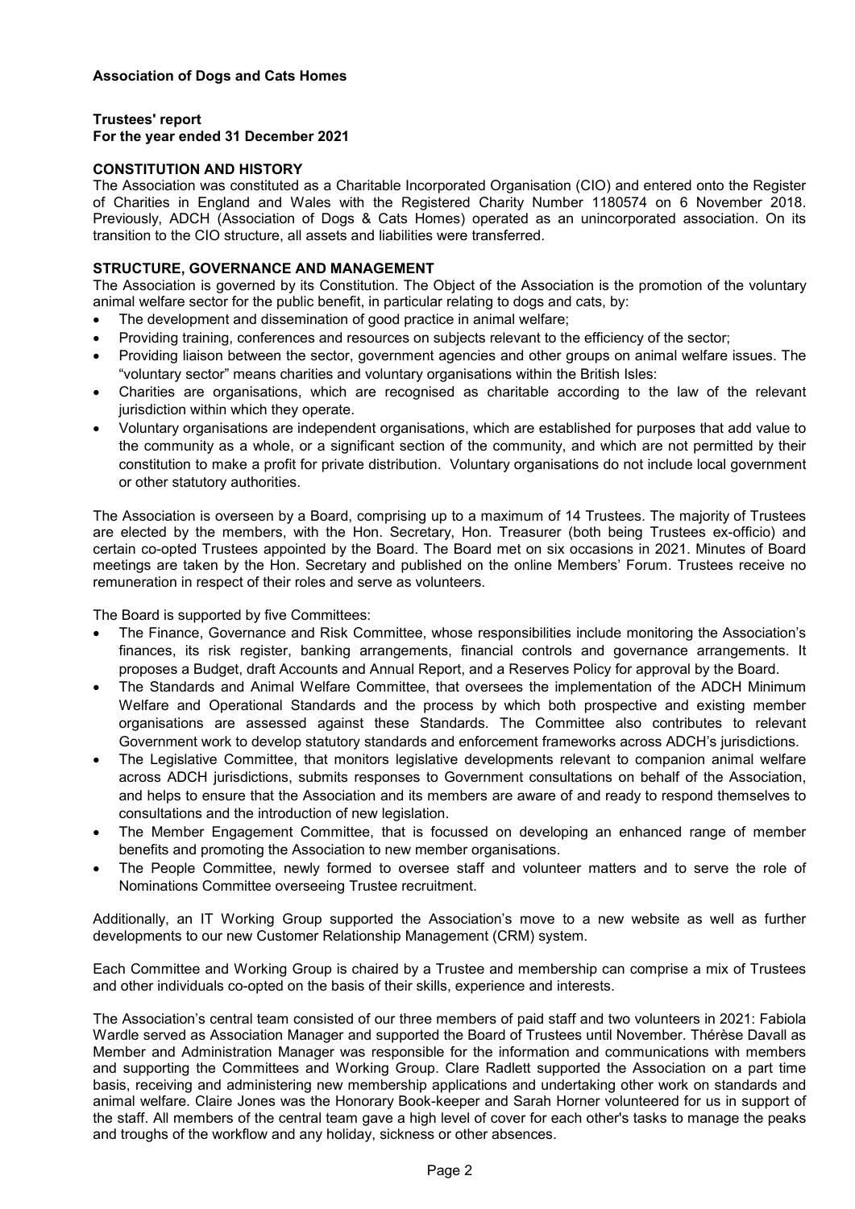**Association of Dogs and Cats Homes**

**Trustees' report**
**For the year ended 31 December 2021**

**CONSTITUTION AND HISTORY**

The Association was constituted as a Charitable Incorporated Organisation (CIO) and entered onto the Register of Charities in England and Wales with the Registered Charity Number 1180574 on 6 November 2018. Previously, ADCH (Association of Dogs & Cats Homes) operated as an unincorporated association. On its transition to the CIO structure, all assets and liabilities were transferred.

**STRUCTURE, GOVERNANCE AND MANAGEMENT**

The Association is governed by its Constitution. The Object of the Association is the promotion of the voluntary animal welfare sector for the public benefit, in particular relating to dogs and cats, by:

- The development and dissemination of good practice in animal welfare;
- Providing training, conferences and resources on subjects relevant to the efficiency of the sector;
- Providing liaison between the sector, government agencies and other groups on animal welfare issues. The "voluntary sector" means charities and voluntary organisations within the British Isles:
- Charities are organisations, which are recognised as charitable according to the law of the relevant jurisdiction within which they operate.
- Voluntary organisations are independent organisations, which are established for purposes that add value to the community as a whole, or a significant section of the community, and which are not permitted by their constitution to make a profit for private distribution. Voluntary organisations do not include local government or other statutory authorities.

The Association is overseen by a Board, comprising up to a maximum of 14 Trustees. The majority of Trustees are elected by the members, with the Hon. Secretary, Hon. Treasurer (both being Trustees ex-officio) and certain co-opted Trustees appointed by the Board. The Board met on six occasions in 2021. Minutes of Board meetings are taken by the Hon. Secretary and published on the online Members' Forum. Trustees receive no remuneration in respect of their roles and serve as volunteers.

The Board is supported by five Committees:

- The Finance, Governance and Risk Committee, whose responsibilities include monitoring the Association's finances, its risk register, banking arrangements, financial controls and governance arrangements. It proposes a Budget, draft Accounts and Annual Report, and a Reserves Policy for approval by the Board.
- The Standards and Animal Welfare Committee, that oversees the implementation of the ADCH Minimum Welfare and Operational Standards and the process by which both prospective and existing member organisations are assessed against these Standards. The Committee also contributes to relevant Government work to develop statutory standards and enforcement frameworks across ADCH's jurisdictions.
- The Legislative Committee, that monitors legislative developments relevant to companion animal welfare across ADCH jurisdictions, submits responses to Government consultations on behalf of the Association, and helps to ensure that the Association and its members are aware of and ready to respond themselves to consultations and the introduction of new legislation.
- The Member Engagement Committee, that is focussed on developing an enhanced range of member benefits and promoting the Association to new member organisations.
- The People Committee, newly formed to oversee staff and volunteer matters and to serve the role of Nominations Committee overseeing Trustee recruitment.

Additionally, an IT Working Group supported the Association's move to a new website as well as further developments to our new Customer Relationship Management (CRM) system.

Each Committee and Working Group is chaired by a Trustee and membership can comprise a mix of Trustees and other individuals co-opted on the basis of their skills, experience and interests.

The Association's central team consisted of our three members of paid staff and two volunteers in 2021: Fabiola Wardle served as Association Manager and supported the Board of Trustees until November. Thérèse Davall as Member and Administration Manager was responsible for the information and communications with members and supporting the Committees and Working Group. Clare Radlett supported the Association on a part time basis, receiving and administering new membership applications and undertaking other work on standards and animal welfare. Claire Jones was the Honorary Book-keeper and Sarah Horner volunteered for us in support of the staff. All members of the central team gave a high level of cover for each other's tasks to manage the peaks and troughs of the workflow and any holiday, sickness or other absences.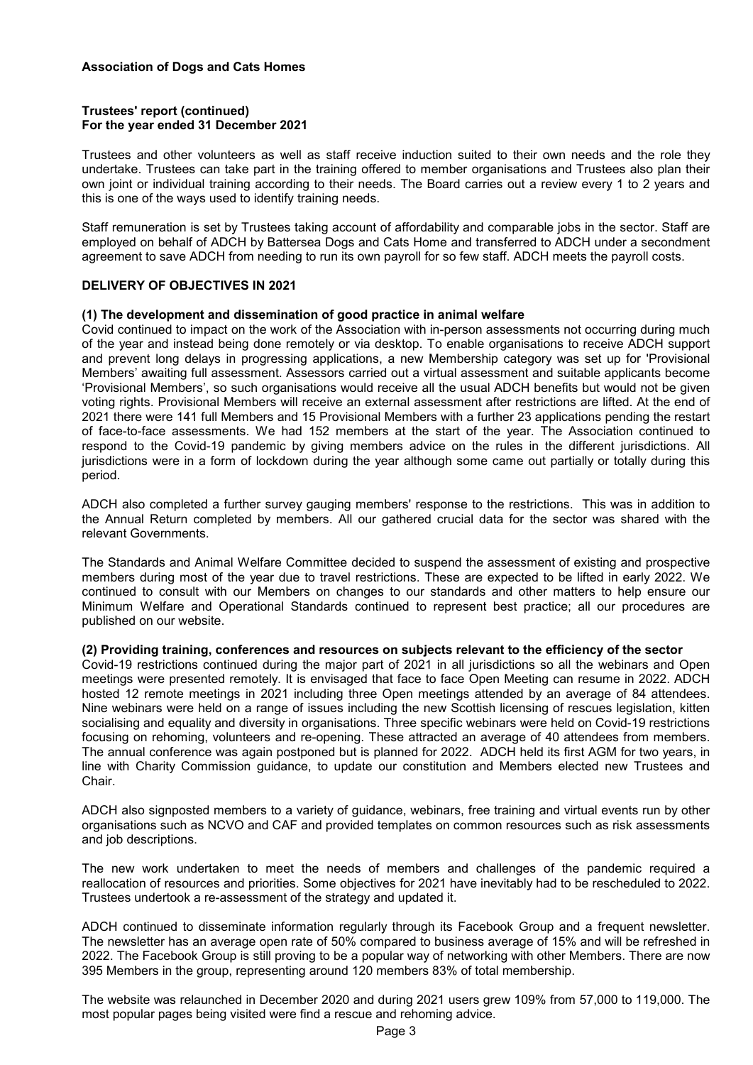**Association of Dogs and Cats Homes**

**Trustees' report (continued)**
**For the year ended 31 December 2021**

Trustees and other volunteers as well as staff receive induction suited to their own needs and the role they undertake. Trustees can take part in the training offered to member organisations and Trustees also plan their own joint or individual training according to their needs. The Board carries out a review every 1 to 2 years and this is one of the ways used to identify training needs.

Staff remuneration is set by Trustees taking account of affordability and comparable jobs in the sector. Staff are employed on behalf of ADCH by Battersea Dogs and Cats Home and transferred to ADCH under a secondment agreement to save ADCH from needing to run its own payroll for so few staff. ADCH meets the payroll costs.

## DELIVERY OF OBJECTIVES IN 2021

### (1) The development and dissemination of good practice in animal welfare

Covid continued to impact on the work of the Association with in-person assessments not occurring during much of the year and instead being done remotely or via desktop. To enable organisations to receive ADCH support and prevent long delays in progressing applications, a new Membership category was set up for 'Provisional Members' awaiting full assessment. Assessors carried out a virtual assessment and suitable applicants become 'Provisional Members', so such organisations would receive all the usual ADCH benefits but would not be given voting rights. Provisional Members will receive an external assessment after restrictions are lifted. At the end of 2021 there were 141 full Members and 15 Provisional Members with a further 23 applications pending the restart of face-to-face assessments. We had 152 members at the start of the year. The Association continued to respond to the Covid-19 pandemic by giving members advice on the rules in the different jurisdictions. All jurisdictions were in a form of lockdown during the year although some came out partially or totally during this period.

ADCH also completed a further survey gauging members' response to the restrictions. This was in addition to the Annual Return completed by members. All our gathered crucial data for the sector was shared with the relevant Governments.

The Standards and Animal Welfare Committee decided to suspend the assessment of existing and prospective members during most of the year due to travel restrictions. These are expected to be lifted in early 2022. We continued to consult with our Members on changes to our standards and other matters to help ensure our Minimum Welfare and Operational Standards continued to represent best practice; all our procedures are published on our website.

### (2) Providing training, conferences and resources on subjects relevant to the efficiency of the sector

Covid-19 restrictions continued during the major part of 2021 in all jurisdictions so all the webinars and Open meetings were presented remotely. It is envisaged that face to face Open Meeting can resume in 2022. ADCH hosted 12 remote meetings in 2021 including three Open meetings attended by an average of 84 attendees. Nine webinars were held on a range of issues including the new Scottish licensing of rescues legislation, kitten socialising and equality and diversity in organisations. Three specific webinars were held on Covid-19 restrictions focusing on rehoming, volunteers and re-opening. These attracted an average of 40 attendees from members. The annual conference was again postponed but is planned for 2022. ADCH held its first AGM for two years, in line with Charity Commission guidance, to update our constitution and Members elected new Trustees and Chair.

ADCH also signposted members to a variety of guidance, webinars, free training and virtual events run by other organisations such as NCVO and CAF and provided templates on common resources such as risk assessments and job descriptions.

The new work undertaken to meet the needs of members and challenges of the pandemic required a reallocation of resources and priorities. Some objectives for 2021 have inevitably had to be rescheduled to 2022. Trustees undertook a re-assessment of the strategy and updated it.

ADCH continued to disseminate information regularly through its Facebook Group and a frequent newsletter. The newsletter has an average open rate of 50% compared to business average of 15% and will be refreshed in 2022. The Facebook Group is still proving to be a popular way of networking with other Members. There are now 395 Members in the group, representing around 120 members 83% of total membership.

The website was relaunched in December 2020 and during 2021 users grew 109% from 57,000 to 119,000. The most popular pages being visited were find a rescue and rehoming advice.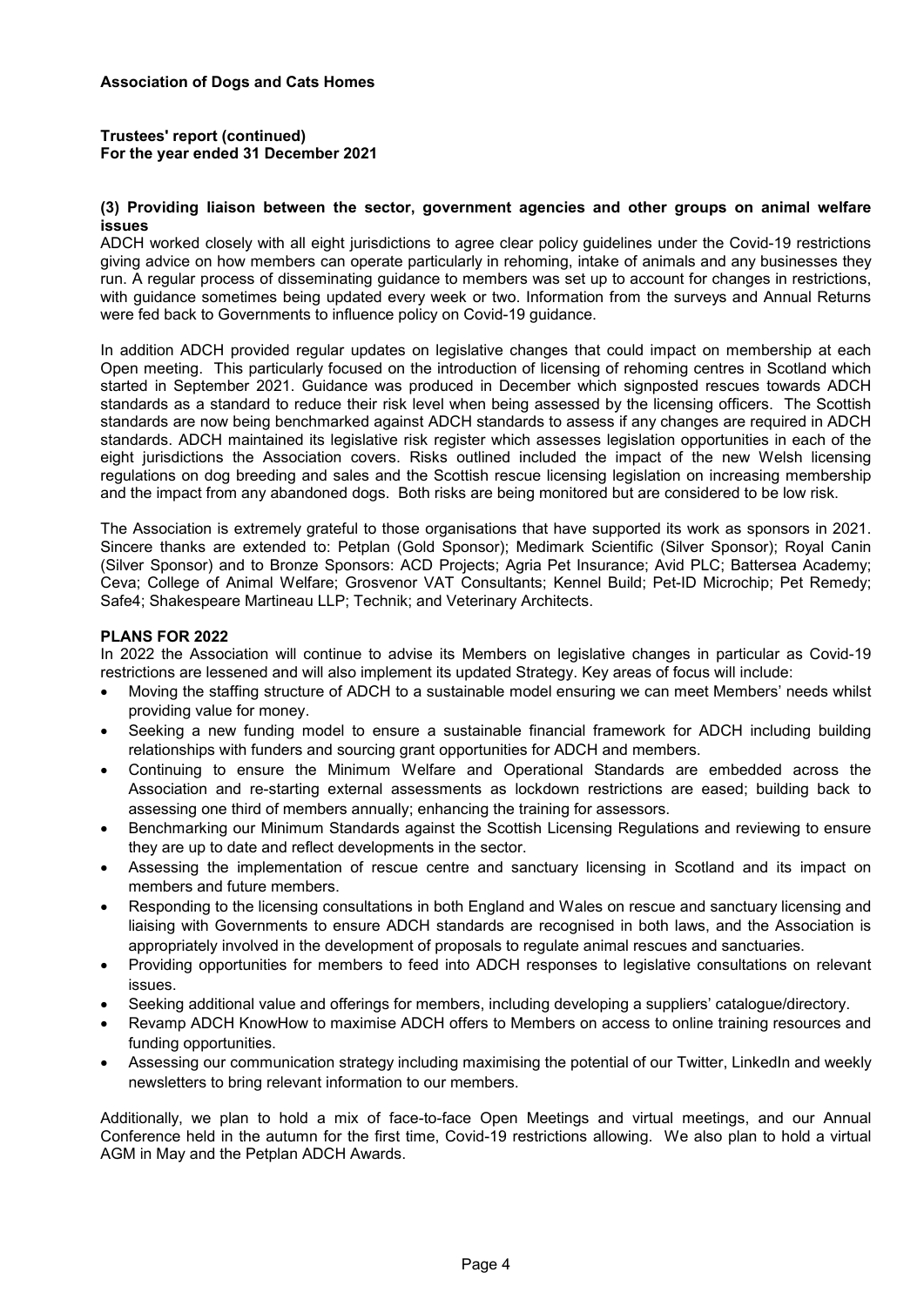**Association of Dogs and Cats Homes**

**Trustees' report (continued)**
**For the year ended 31 December 2021**

### (3) Providing liaison between the sector, government agencies and other groups on animal welfare issues

ADCH worked closely with all eight jurisdictions to agree clear policy guidelines under the Covid-19 restrictions giving advice on how members can operate particularly in rehoming, intake of animals and any businesses they run. A regular process of disseminating guidance to members was set up to account for changes in restrictions, with guidance sometimes being updated every week or two. Information from the surveys and Annual Returns were fed back to Governments to influence policy on Covid-19 guidance.

In addition ADCH provided regular updates on legislative changes that could impact on membership at each Open meeting. This particularly focused on the introduction of licensing of rehoming centres in Scotland which started in September 2021. Guidance was produced in December which signposted rescues towards ADCH standards as a standard to reduce their risk level when being assessed by the licensing officers. The Scottish standards are now being benchmarked against ADCH standards to assess if any changes are required in ADCH standards. ADCH maintained its legislative risk register which assesses legislation opportunities in each of the eight jurisdictions the Association covers. Risks outlined included the impact of the new Welsh licensing regulations on dog breeding and sales and the Scottish rescue licensing legislation on increasing membership and the impact from any abandoned dogs. Both risks are being monitored but are considered to be low risk.

The Association is extremely grateful to those organisations that have supported its work as sponsors in 2021. Sincere thanks are extended to: Petplan (Gold Sponsor); Medimark Scientific (Silver Sponsor); Royal Canin (Silver Sponsor) and to Bronze Sponsors: ACD Projects; Agria Pet Insurance; Avid PLC; Battersea Academy; Ceva; College of Animal Welfare; Grosvenor VAT Consultants; Kennel Build; Pet-ID Microchip; Pet Remedy; Safe4; Shakespeare Martineau LLP; Technik; and Veterinary Architects.

### PLANS FOR 2022

In 2022 the Association will continue to advise its Members on legislative changes in particular as Covid-19 restrictions are lessened and will also implement its updated Strategy. Key areas of focus will include:

- Moving the staffing structure of ADCH to a sustainable model ensuring we can meet Members' needs whilst providing value for money.
- Seeking a new funding model to ensure a sustainable financial framework for ADCH including building relationships with funders and sourcing grant opportunities for ADCH and members.
- Continuing to ensure the Minimum Welfare and Operational Standards are embedded across the Association and re-starting external assessments as lockdown restrictions are eased; building back to assessing one third of members annually; enhancing the training for assessors.
- Benchmarking our Minimum Standards against the Scottish Licensing Regulations and reviewing to ensure they are up to date and reflect developments in the sector.
- Assessing the implementation of rescue centre and sanctuary licensing in Scotland and its impact on members and future members.
- Responding to the licensing consultations in both England and Wales on rescue and sanctuary licensing and liaising with Governments to ensure ADCH standards are recognised in both laws, and the Association is appropriately involved in the development of proposals to regulate animal rescues and sanctuaries.
- Providing opportunities for members to feed into ADCH responses to legislative consultations on relevant issues.
- Seeking additional value and offerings for members, including developing a suppliers' catalogue/directory.
- Revamp ADCH KnowHow to maximise ADCH offers to Members on access to online training resources and funding opportunities.
- Assessing our communication strategy including maximising the potential of our Twitter, LinkedIn and weekly newsletters to bring relevant information to our members.

Additionally, we plan to hold a mix of face-to-face Open Meetings and virtual meetings, and our Annual Conference held in the autumn for the first time, Covid-19 restrictions allowing. We also plan to hold a virtual AGM in May and the Petplan ADCH Awards.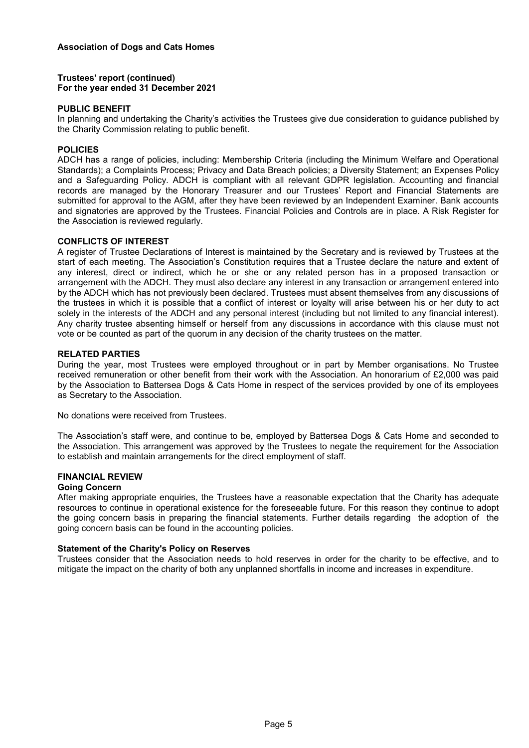**Association of Dogs and Cats Homes**

**Trustees' report (continued)**
**For the year ended 31 December 2021**

**PUBLIC BENEFIT**

In planning and undertaking the Charity's activities the Trustees give due consideration to guidance published by the Charity Commission relating to public benefit.

**POLICIES**

ADCH has a range of policies, including: Membership Criteria (including the Minimum Welfare and Operational Standards); a Complaints Process; Privacy and Data Breach policies; a Diversity Statement; an Expenses Policy and a Safeguarding Policy. ADCH is compliant with all relevant GDPR legislation. Accounting and financial records are managed by the Honorary Treasurer and our Trustees' Report and Financial Statements are submitted for approval to the AGM, after they have been reviewed by an Independent Examiner. Bank accounts and signatories are approved by the Trustees. Financial Policies and Controls are in place. A Risk Register for the Association is reviewed regularly.

**CONFLICTS OF INTEREST**

A register of Trustee Declarations of Interest is maintained by the Secretary and is reviewed by Trustees at the start of each meeting. The Association's Constitution requires that a Trustee declare the nature and extent of any interest, direct or indirect, which he or she or any related person has in a proposed transaction or arrangement with the ADCH. They must also declare any interest in any transaction or arrangement entered into by the ADCH which has not previously been declared. Trustees must absent themselves from any discussions of the trustees in which it is possible that a conflict of interest or loyalty will arise between his or her duty to act solely in the interests of the ADCH and any personal interest (including but not limited to any financial interest). Any charity trustee absenting himself or herself from any discussions in accordance with this clause must not vote or be counted as part of the quorum in any decision of the charity trustees on the matter.

**RELATED PARTIES**

During the year, most Trustees were employed throughout or in part by Member organisations. No Trustee received remuneration or other benefit from their work with the Association. An honorarium of £2,000 was paid by the Association to Battersea Dogs & Cats Home in respect of the services provided by one of its employees as Secretary to the Association.

No donations were received from Trustees.

The Association's staff were, and continue to be, employed by Battersea Dogs & Cats Home and seconded to the Association. This arrangement was approved by the Trustees to negate the requirement for the Association to establish and maintain arrangements for the direct employment of staff.

**FINANCIAL REVIEW**

**Going Concern**

After making appropriate enquiries, the Trustees have a reasonable expectation that the Charity has adequate resources to continue in operational existence for the foreseeable future. For this reason they continue to adopt the going concern basis in preparing the financial statements. Further details regarding the adoption of the going concern basis can be found in the accounting policies.

**Statement of the Charity's Policy on Reserves**

Trustees consider that the Association needs to hold reserves in order for the charity to be effective, and to mitigate the impact on the charity of both any unplanned shortfalls in income and increases in expenditure.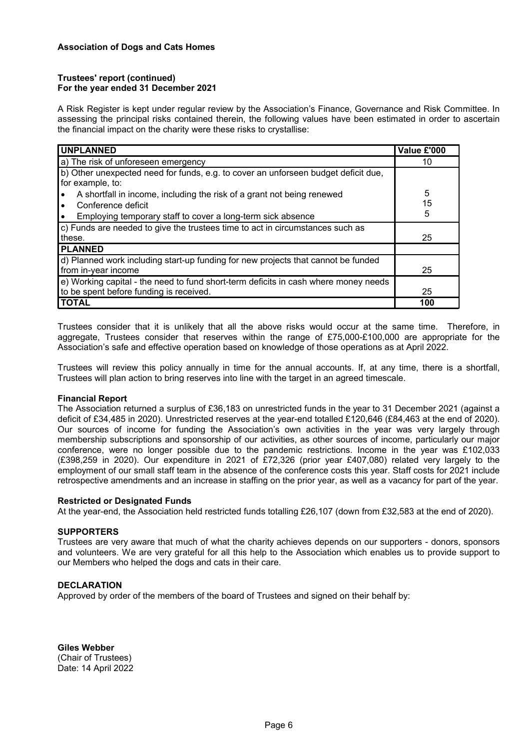**Association of Dogs and Cats Homes**

**Trustees' report (continued)**
**For the year ended 31 December 2021**

A Risk Register is kept under regular review by the Association's Finance, Governance and Risk Committee. In assessing the principal risks contained therein, the following values have been estimated in order to ascertain the financial impact on the charity were these risks to crystallise:

| **UNPLANNED** | **Value £'000** |
|---|---|
| a) The risk of unforeseen emergency | 10 |
| b) Other unexpected need for funds, e.g. to cover an unforseen budget deficit due, for example, to: | |
| • A shortfall in income, including the risk of a grant not being renewed | 5 |
| • Conference deficit | 15 |
| • Employing temporary staff to cover a long-term sick absence | 5 |
| c) Funds are needed to give the trustees time to act in circumstances such as these. | 25 |
| **PLANNED** | |
| d) Planned work including start-up funding for new projects that cannot be funded from in-year income | 25 |
| e) Working capital - the need to fund short-term deficits in cash where money needs to be spent before funding is received. | 25 |
| **TOTAL** | **100** |

Trustees consider that it is unlikely that all the above risks would occur at the same time. Therefore, in aggregate, Trustees consider that reserves within the range of £75,000-£100,000 are appropriate for the Association's safe and effective operation based on knowledge of those operations as at April 2022.

Trustees will review this policy annually in time for the annual accounts. If, at any time, there is a shortfall, Trustees will plan action to bring reserves into line with the target in an agreed timescale.

**Financial Report**

The Association returned a surplus of £36,183 on unrestricted funds in the year to 31 December 2021 (against a deficit of £34,485 in 2020). Unrestricted reserves at the year-end totalled £120,646 (£84,463 at the end of 2020). Our sources of income for funding the Association's own activities in the year was very largely through membership subscriptions and sponsorship of our activities, as other sources of income, particularly our major conference, were no longer possible due to the pandemic restrictions. Income in the year was £102,033 (£398,259 in 2020). Our expenditure in 2021 of £72,326 (prior year £407,080) related very largely to the employment of our small staff team in the absence of the conference costs this year. Staff costs for 2021 include retrospective amendments and an increase in staffing on the prior year, as well as a vacancy for part of the year.

**Restricted or Designated Funds**

At the year-end, the Association held restricted funds totalling £26,107 (down from £32,583 at the end of 2020).

**SUPPORTERS**

Trustees are very aware that much of what the charity achieves depends on our supporters - donors, sponsors and volunteers. We are very grateful for all this help to the Association which enables us to provide support to our Members who helped the dogs and cats in their care.

**DECLARATION**

Approved by order of the members of the board of Trustees and signed on their behalf by:

**Giles Webber**
(Chair of Trustees)
Date: 14 April 2022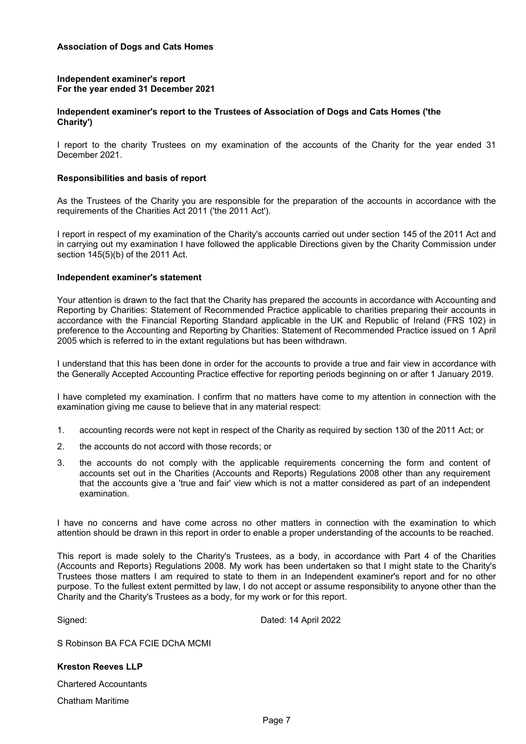**Association of Dogs and Cats Homes**

**Independent examiner's report**
**For the year ended 31 December 2021**

**Independent examiner's report to the Trustees of Association of Dogs and Cats Homes ('the Charity')**

I report to the charity Trustees on my examination of the accounts of the Charity for the year ended 31 December 2021.

**Responsibilities and basis of report**

As the Trustees of the Charity you are responsible for the preparation of the accounts in accordance with the requirements of the Charities Act 2011 ('the 2011 Act').

I report in respect of my examination of the Charity's accounts carried out under section 145 of the 2011 Act and in carrying out my examination I have followed the applicable Directions given by the Charity Commission under section 145(5)(b) of the 2011 Act.

**Independent examiner's statement**

Your attention is drawn to the fact that the Charity has prepared the accounts in accordance with Accounting and Reporting by Charities: Statement of Recommended Practice applicable to charities preparing their accounts in accordance with the Financial Reporting Standard applicable in the UK and Republic of Ireland (FRS 102) in preference to the Accounting and Reporting by Charities: Statement of Recommended Practice issued on 1 April 2005 which is referred to in the extant regulations but has been withdrawn.

I understand that this has been done in order for the accounts to provide a true and fair view in accordance with the Generally Accepted Accounting Practice effective for reporting periods beginning on or after 1 January 2019.

I have completed my examination. I confirm that no matters have come to my attention in connection with the examination giving me cause to believe that in any material respect:

1. accounting records were not kept in respect of the Charity as required by section 130 of the 2011 Act; or
2. the accounts do not accord with those records; or
3. the accounts do not comply with the applicable requirements concerning the form and content of accounts set out in the Charities (Accounts and Reports) Regulations 2008 other than any requirement that the accounts give a 'true and fair' view which is not a matter considered as part of an independent examination.

I have no concerns and have come across no other matters in connection with the examination to which attention should be drawn in this report in order to enable a proper understanding of the accounts to be reached.

This report is made solely to the Charity's Trustees, as a body, in accordance with Part 4 of the Charities (Accounts and Reports) Regulations 2008. My work has been undertaken so that I might state to the Charity's Trustees those matters I am required to state to them in an Independent examiner's report and for no other purpose. To the fullest extent permitted by law, I do not accept or assume responsibility to anyone other than the Charity and the Charity's Trustees as a body, for my work or for this report.

Signed: Dated: 14 April 2022

S Robinson BA FCA FCIE DChA MCMI

**Kreston Reeves LLP**

Chartered Accountants

Chatham Maritime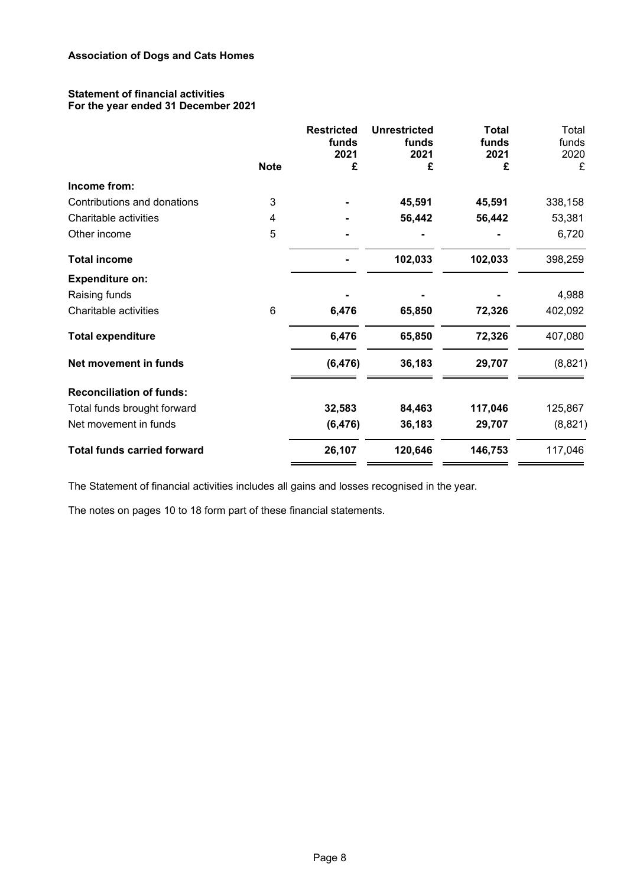**Association of Dogs and Cats Homes**

**Statement of financial activities**
**For the year ended 31 December 2021**

| | Note | Restricted funds 2021 £ | Unrestricted funds 2021 £ | Total funds 2021 £ | Total funds 2020 £ |
|---|---|---|---|---|---|
| **Income from:** | | | | | |
| Contributions and donations | 3 | - | 45,591 | 45,591 | 338,158 |
| Charitable activities | 4 | - | 56,442 | 56,442 | 53,381 |
| Other income | 5 | - | - | - | 6,720 |
| **Total income** | | - | 102,033 | 102,033 | 398,259 |
| **Expenditure on:** | | | | | |
| Raising funds | | - | - | - | 4,988 |
| Charitable activities | 6 | 6,476 | 65,850 | 72,326 | 402,092 |
| **Total expenditure** | | 6,476 | 65,850 | 72,326 | 407,080 |
| **Net movement in funds** | | (6,476) | 36,183 | 29,707 | (8,821) |
| **Reconciliation of funds:** | | | | | |
| Total funds brought forward | | 32,583 | 84,463 | 117,046 | 125,867 |
| Net movement in funds | | (6,476) | 36,183 | 29,707 | (8,821) |
| **Total funds carried forward** | | 26,107 | 120,646 | 146,753 | 117,046 |

The Statement of financial activities includes all gains and losses recognised in the year.

The notes on pages 10 to 18 form part of these financial statements.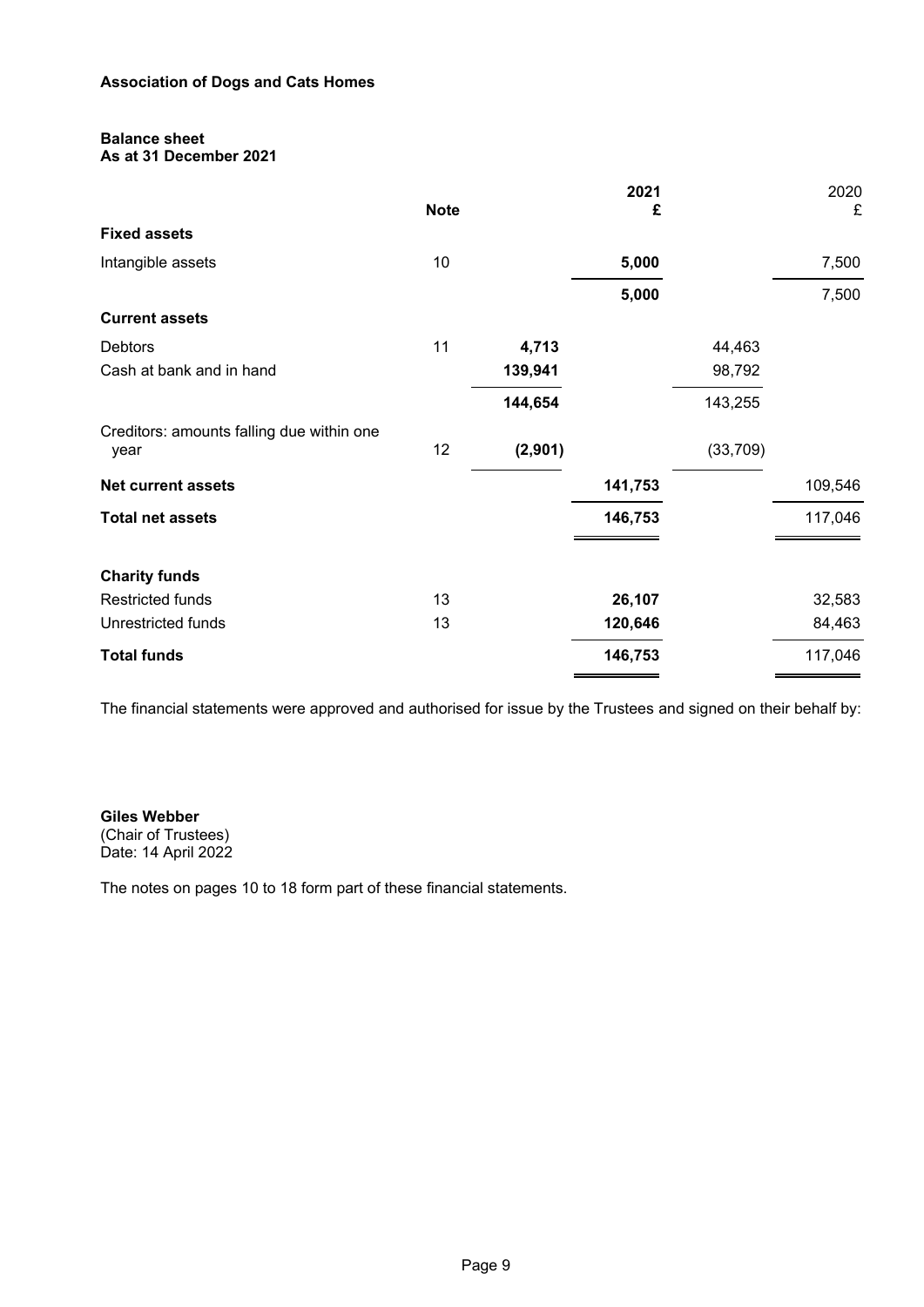**Association of Dogs and Cats Homes**

**Balance sheet**
**As at 31 December 2021**

| | Note | | 2021 £ | | 2020 £ |
|---|---|---|---|---|---|
| **Fixed assets** | | | | | |
| Intangible assets | 10 | | **5,000** | | 7,500 |
| | | | **5,000** | | 7,500 |
| **Current assets** | | | | | |
| Debtors | 11 | **4,713** | | 44,463 | |
| Cash at bank and in hand | | **139,941** | | 98,792 | |
| | | **144,654** | | 143,255 | |
| Creditors: amounts falling due within one year | 12 | **(2,901)** | | (33,709) | |
| **Net current assets** | | | **141,753** | | 109,546 |
| **Total net assets** | | | **146,753** | | 117,046 |
| **Charity funds** | | | | | |
| Restricted funds | 13 | | **26,107** | | 32,583 |
| Unrestricted funds | 13 | | **120,646** | | 84,463 |
| **Total funds** | | | **146,753** | | 117,046 |

The financial statements were approved and authorised for issue by the Trustees and signed on their behalf by:

**Giles Webber**
(Chair of Trustees)
Date: 14 April 2022

The notes on pages 10 to 18 form part of these financial statements.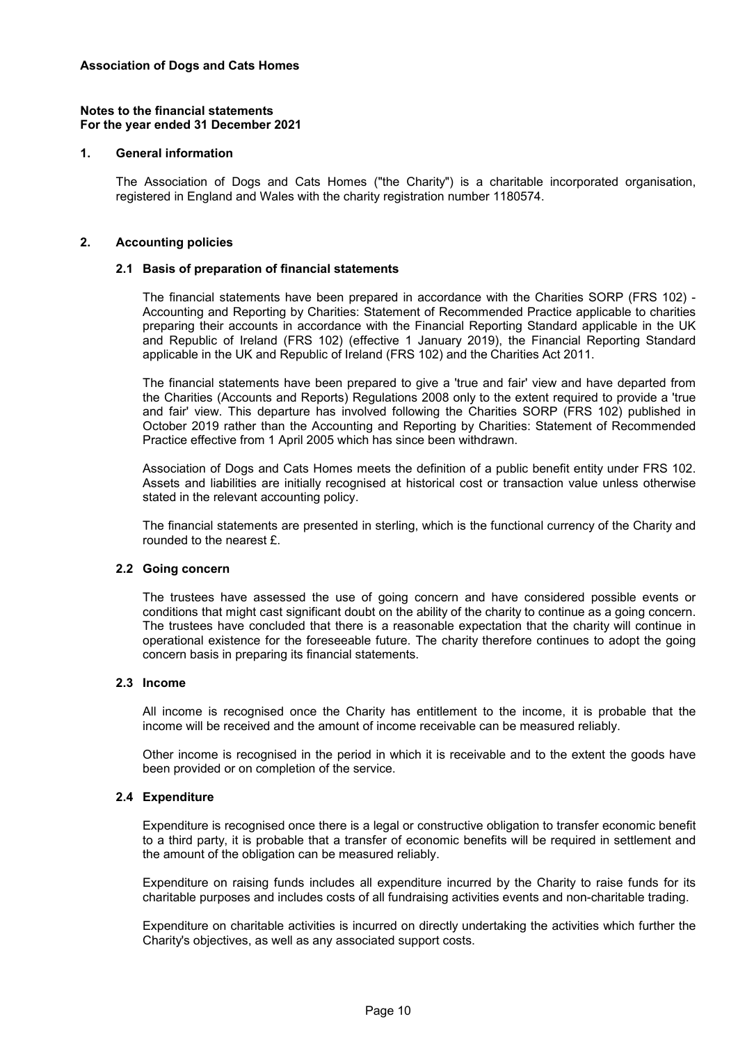**Association of Dogs and Cats Homes**

**Notes to the financial statements**
**For the year ended 31 December 2021**

## 1. General information

The Association of Dogs and Cats Homes ("the Charity") is a charitable incorporated organisation, registered in England and Wales with the charity registration number 1180574.

## 2. Accounting policies

### 2.1 Basis of preparation of financial statements

The financial statements have been prepared in accordance with the Charities SORP (FRS 102) - Accounting and Reporting by Charities: Statement of Recommended Practice applicable to charities preparing their accounts in accordance with the Financial Reporting Standard applicable in the UK and Republic of Ireland (FRS 102) (effective 1 January 2019), the Financial Reporting Standard applicable in the UK and Republic of Ireland (FRS 102) and the Charities Act 2011.

The financial statements have been prepared to give a 'true and fair' view and have departed from the Charities (Accounts and Reports) Regulations 2008 only to the extent required to provide a 'true and fair' view. This departure has involved following the Charities SORP (FRS 102) published in October 2019 rather than the Accounting and Reporting by Charities: Statement of Recommended Practice effective from 1 April 2005 which has since been withdrawn.

Association of Dogs and Cats Homes meets the definition of a public benefit entity under FRS 102. Assets and liabilities are initially recognised at historical cost or transaction value unless otherwise stated in the relevant accounting policy.

The financial statements are presented in sterling, which is the functional currency of the Charity and rounded to the nearest £.

### 2.2 Going concern

The trustees have assessed the use of going concern and have considered possible events or conditions that might cast significant doubt on the ability of the charity to continue as a going concern. The trustees have concluded that there is a reasonable expectation that the charity will continue in operational existence for the foreseeable future. The charity therefore continues to adopt the going concern basis in preparing its financial statements.

### 2.3 Income

All income is recognised once the Charity has entitlement to the income, it is probable that the income will be received and the amount of income receivable can be measured reliably.

Other income is recognised in the period in which it is receivable and to the extent the goods have been provided or on completion of the service.

### 2.4 Expenditure

Expenditure is recognised once there is a legal or constructive obligation to transfer economic benefit to a third party, it is probable that a transfer of economic benefits will be required in settlement and the amount of the obligation can be measured reliably.

Expenditure on raising funds includes all expenditure incurred by the Charity to raise funds for its charitable purposes and includes costs of all fundraising activities events and non-charitable trading.

Expenditure on charitable activities is incurred on directly undertaking the activities which further the Charity's objectives, as well as any associated support costs.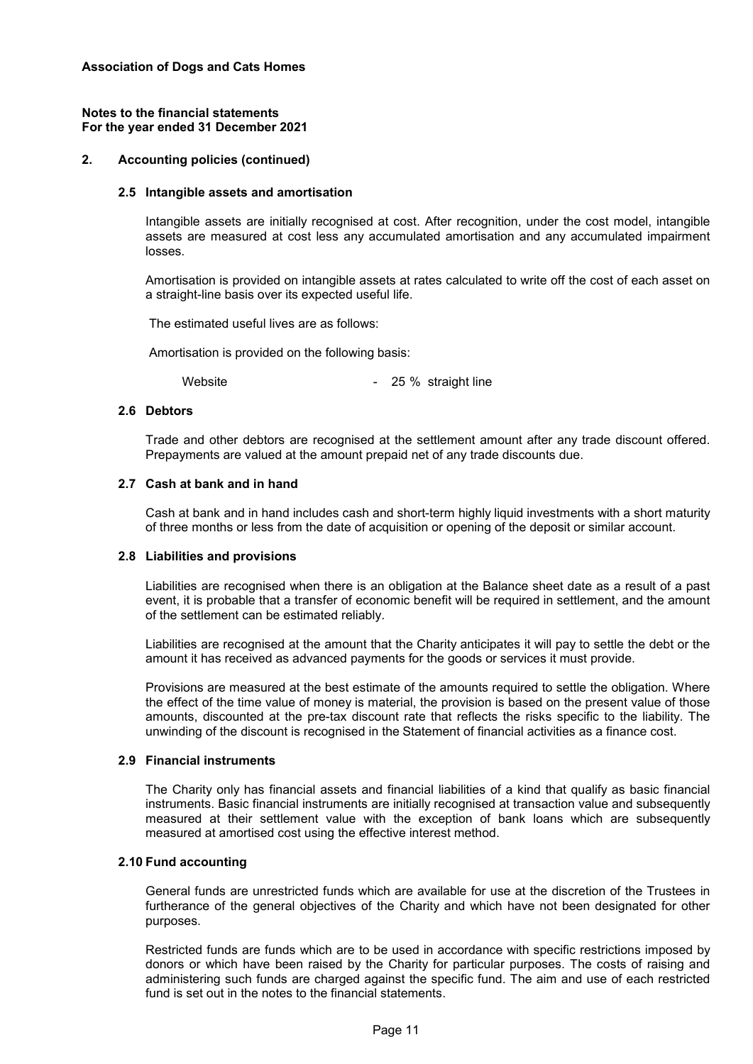**Association of Dogs and Cats Homes**

**Notes to the financial statements**
**For the year ended 31 December 2021**

## 2. Accounting policies (continued)

### 2.5 Intangible assets and amortisation

Intangible assets are initially recognised at cost. After recognition, under the cost model, intangible assets are measured at cost less any accumulated amortisation and any accumulated impairment losses.

Amortisation is provided on intangible assets at rates calculated to write off the cost of each asset on a straight-line basis over its expected useful life.

The estimated useful lives are as follows:

Amortisation is provided on the following basis:

Website - 25 % straight line

### 2.6 Debtors

Trade and other debtors are recognised at the settlement amount after any trade discount offered. Prepayments are valued at the amount prepaid net of any trade discounts due.

### 2.7 Cash at bank and in hand

Cash at bank and in hand includes cash and short-term highly liquid investments with a short maturity of three months or less from the date of acquisition or opening of the deposit or similar account.

### 2.8 Liabilities and provisions

Liabilities are recognised when there is an obligation at the Balance sheet date as a result of a past event, it is probable that a transfer of economic benefit will be required in settlement, and the amount of the settlement can be estimated reliably.

Liabilities are recognised at the amount that the Charity anticipates it will pay to settle the debt or the amount it has received as advanced payments for the goods or services it must provide.

Provisions are measured at the best estimate of the amounts required to settle the obligation. Where the effect of the time value of money is material, the provision is based on the present value of those amounts, discounted at the pre-tax discount rate that reflects the risks specific to the liability. The unwinding of the discount is recognised in the Statement of financial activities as a finance cost.

### 2.9 Financial instruments

The Charity only has financial assets and financial liabilities of a kind that qualify as basic financial instruments. Basic financial instruments are initially recognised at transaction value and subsequently measured at their settlement value with the exception of bank loans which are subsequently measured at amortised cost using the effective interest method.

### 2.10 Fund accounting

General funds are unrestricted funds which are available for use at the discretion of the Trustees in furtherance of the general objectives of the Charity and which have not been designated for other purposes.

Restricted funds are funds which are to be used in accordance with specific restrictions imposed by donors or which have been raised by the Charity for particular purposes. The costs of raising and administering such funds are charged against the specific fund. The aim and use of each restricted fund is set out in the notes to the financial statements.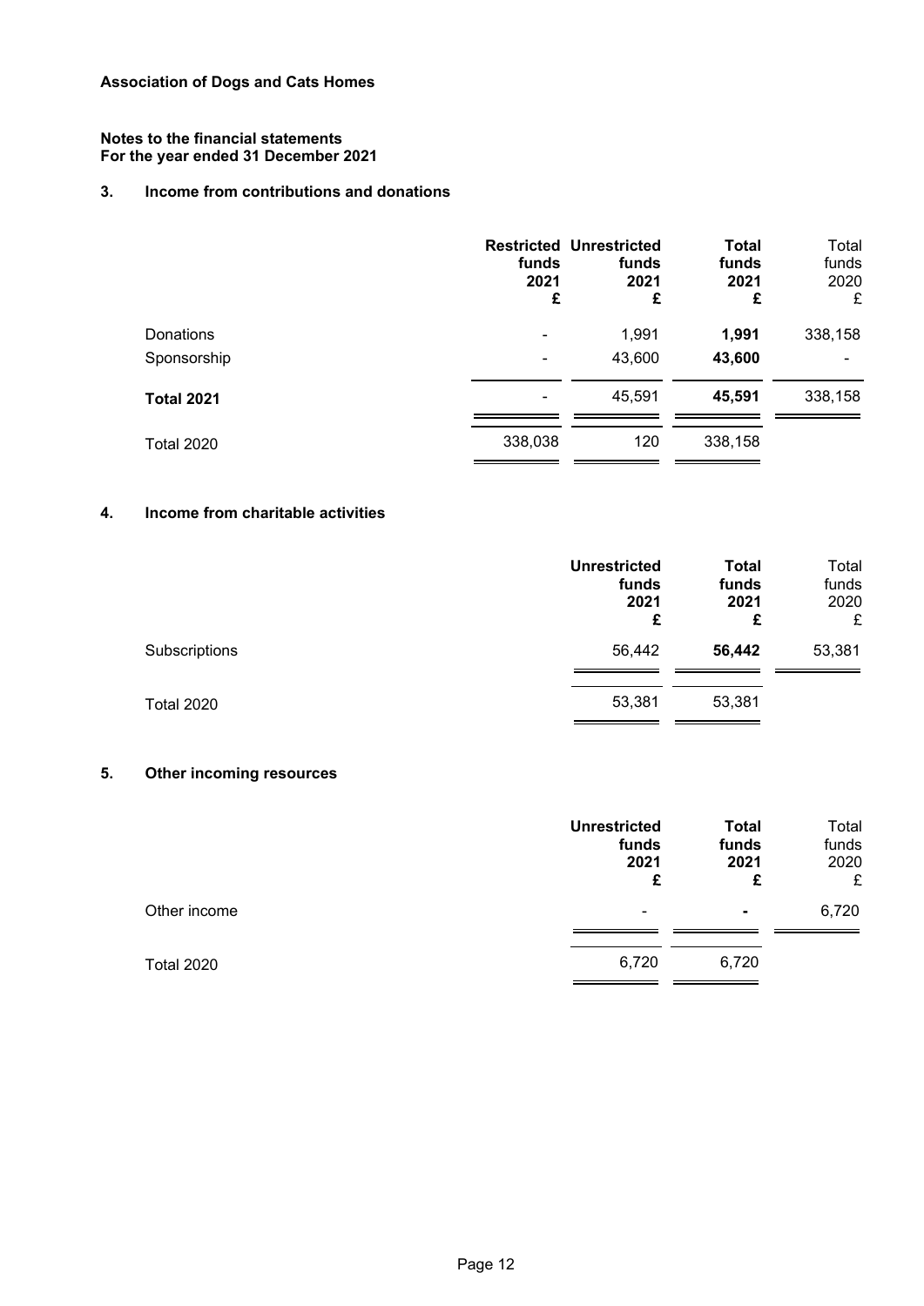**Association of Dogs and Cats Homes**

**Notes to the financial statements**
**For the year ended 31 December 2021**

## 3. Income from contributions and donations

| | Restricted funds 2021 £ | Unrestricted funds 2021 £ | Total funds 2021 £ | Total funds 2020 £ |
|---|---|---|---|---|
| Donations | - | 1,991 | **1,991** | 338,158 |
| Sponsorship | - | 43,600 | **43,600** | - |
| **Total 2021** | - | 45,591 | **45,591** | 338,158 |
| Total 2020 | 338,038 | 120 | 338,158 | |

## 4. Income from charitable activities

| | Unrestricted funds 2021 £ | Total funds 2021 £ | Total funds 2020 £ |
|---|---|---|---|
| Subscriptions | 56,442 | **56,442** | 53,381 |
| Total 2020 | 53,381 | 53,381 | |

## 5. Other incoming resources

| | Unrestricted funds 2021 £ | Total funds 2021 £ | Total funds 2020 £ |
|---|---|---|---|
| Other income | - | **-** | 6,720 |
| Total 2020 | 6,720 | 6,720 | |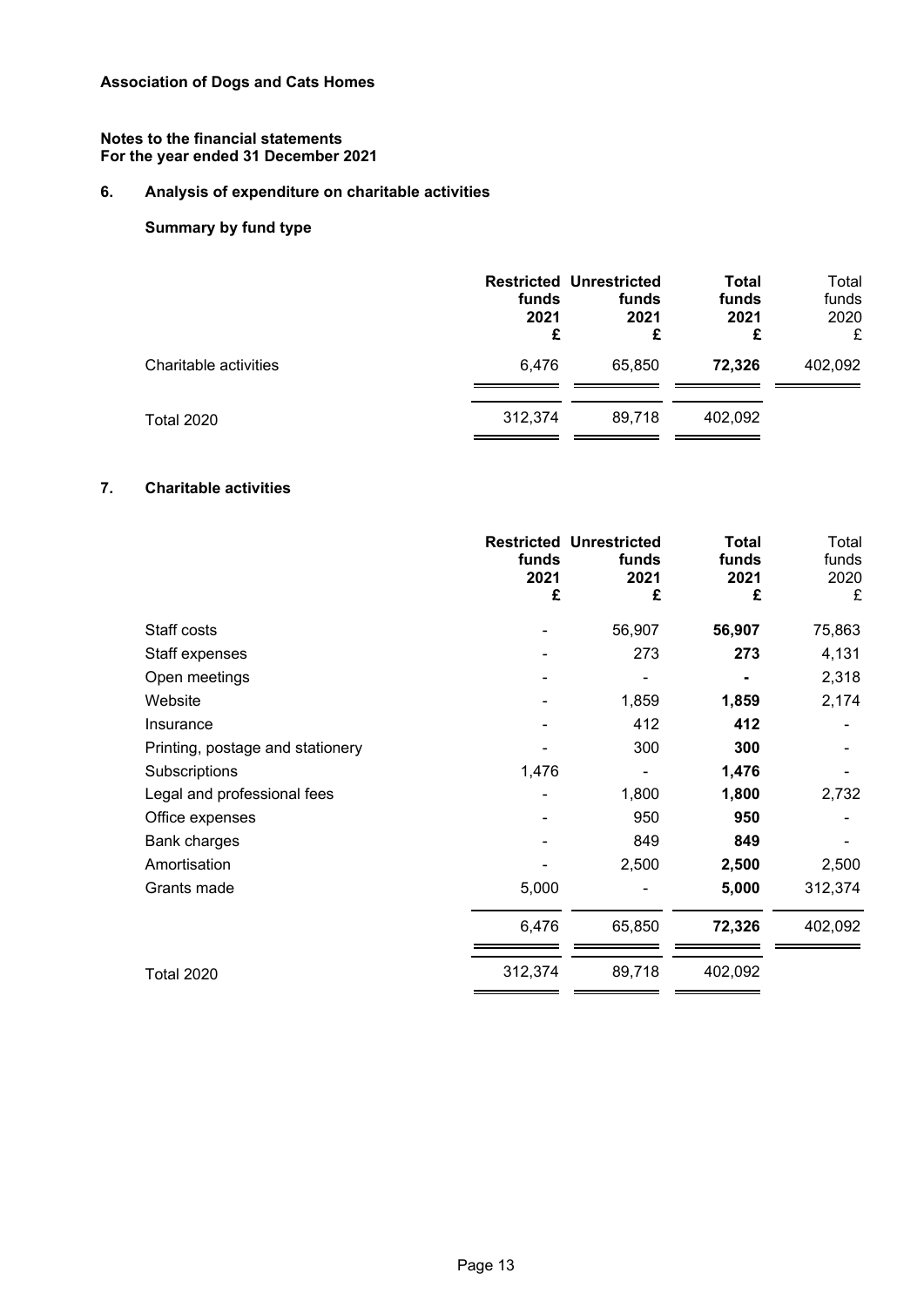**Association of Dogs and Cats Homes**

**Notes to the financial statements**
**For the year ended 31 December 2021**

## 6. Analysis of expenditure on charitable activities

### Summary by fund type

| | Restricted funds 2021 £ | Unrestricted funds 2021 £ | Total funds 2021 £ | Total funds 2020 £ |
|---|---|---|---|---|
| Charitable activities | 6,476 | 65,850 | **72,326** | 402,092 |
| Total 2020 | 312,374 | 89,718 | 402,092 | |

## 7. Charitable activities

| | Restricted funds 2021 £ | Unrestricted funds 2021 £ | Total funds 2021 £ | Total funds 2020 £ |
|---|---|---|---|---|
| Staff costs | - | 56,907 | **56,907** | 75,863 |
| Staff expenses | - | 273 | **273** | 4,131 |
| Open meetings | - | - | **-** | 2,318 |
| Website | - | 1,859 | **1,859** | 2,174 |
| Insurance | - | 412 | **412** | - |
| Printing, postage and stationery | - | 300 | **300** | - |
| Subscriptions | 1,476 | - | **1,476** | - |
| Legal and professional fees | - | 1,800 | **1,800** | 2,732 |
| Office expenses | - | 950 | **950** | - |
| Bank charges | - | 849 | **849** | - |
| Amortisation | - | 2,500 | **2,500** | 2,500 |
| Grants made | 5,000 | - | **5,000** | 312,374 |
| | 6,476 | 65,850 | **72,326** | 402,092 |
| Total 2020 | 312,374 | 89,718 | 402,092 | |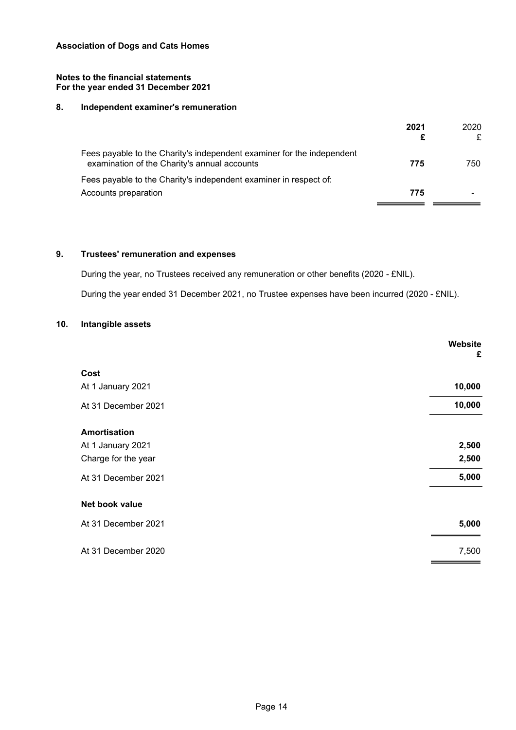**Association of Dogs and Cats Homes**

**Notes to the financial statements**
**For the year ended 31 December 2021**

## 8. Independent examiner's remuneration

| | 2021 £ | 2020 £ |
|---|---|---|
| Fees payable to the Charity's independent examiner for the independent examination of the Charity's annual accounts | **775** | 750 |
| Fees payable to the Charity's independent examiner in respect of: | | |
| Accounts preparation | **775** | - |

## 9. Trustees' remuneration and expenses

During the year, no Trustees received any remuneration or other benefits (2020 - £NIL).

During the year ended 31 December 2021, no Trustee expenses have been incurred (2020 - £NIL).

## 10. Intangible assets

| | Website £ |
|---|---|
| **Cost** | |
| At 1 January 2021 | **10,000** |
| At 31 December 2021 | **10,000** |
| **Amortisation** | |
| At 1 January 2021 | **2,500** |
| Charge for the year | **2,500** |
| At 31 December 2021 | **5,000** |
| **Net book value** | |
| At 31 December 2021 | **5,000** |
| At 31 December 2020 | 7,500 |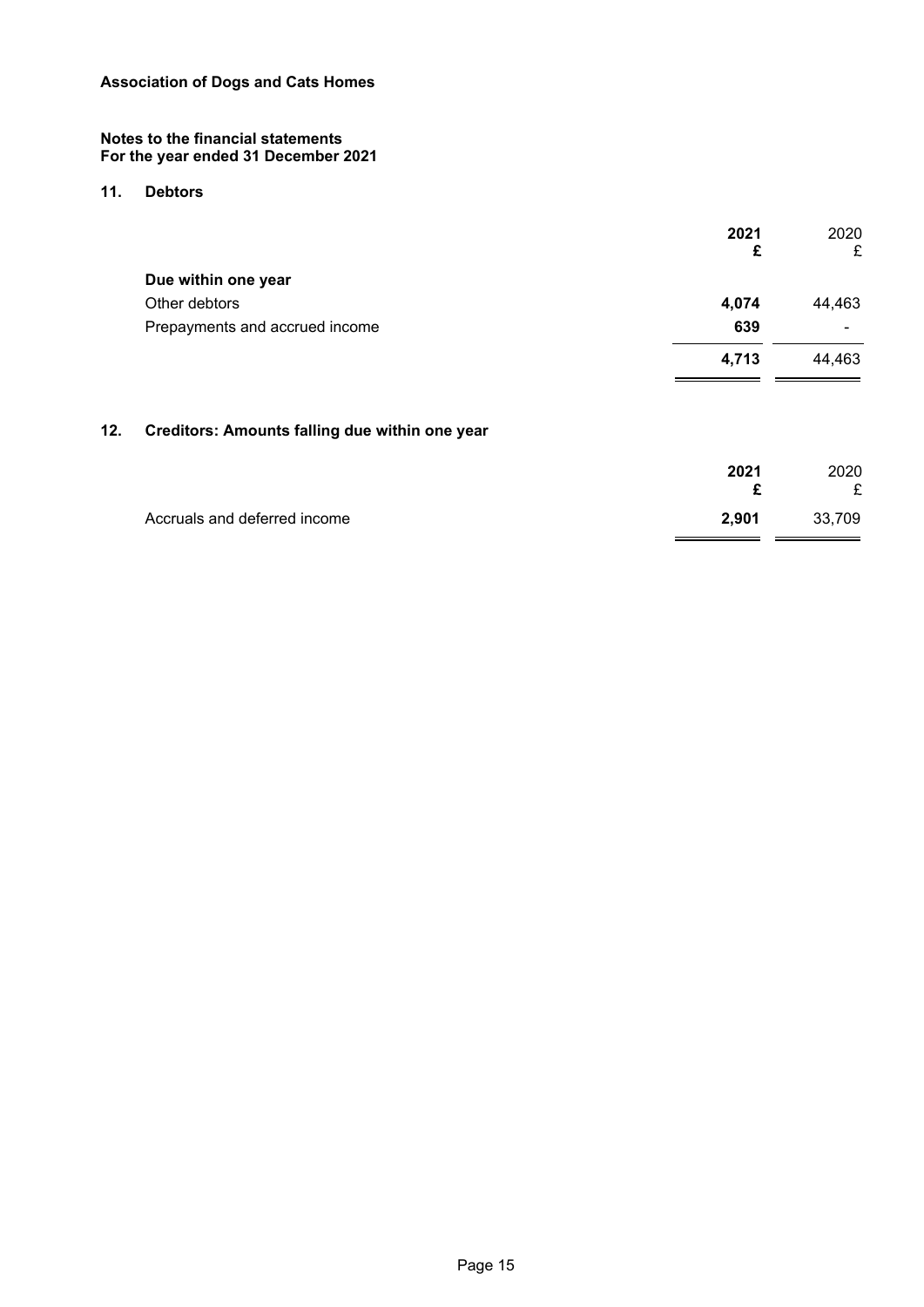**Association of Dogs and Cats Homes**

**Notes to the financial statements**
**For the year ended 31 December 2021**

## 11. Debtors

| | **2021** **£** | 2020 £ |
|---|---|---|
| **Due within one year** | | |
| Other debtors | **4,074** | 44,463 |
| Prepayments and accrued income | **639** | - |
| | **4,713** | 44,463 |

## 12. Creditors: Amounts falling due within one year

| | **2021** **£** | 2020 £ |
|---|---|---|
| Accruals and deferred income | **2,901** | 33,709 |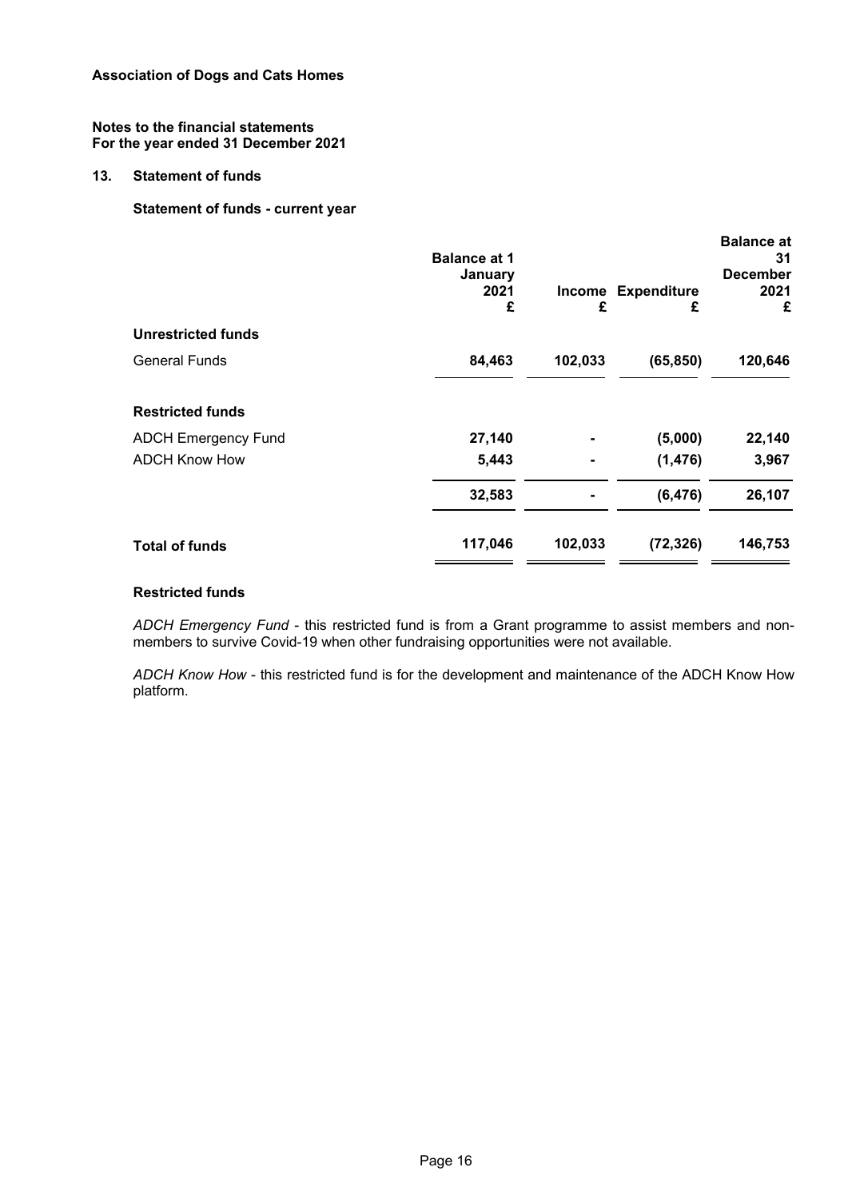**Association of Dogs and Cats Homes**

**Notes to the financial statements**
**For the year ended 31 December 2021**

## 13. Statement of funds

### Statement of funds - current year

| | Balance at 1 January 2021 £ | Income £ | Expenditure £ | Balance at 31 December 2021 £ |
|---|---|---|---|---|
| **Unrestricted funds** | | | | |
| General Funds | **84,463** | **102,033** | **(65,850)** | **120,646** |
| **Restricted funds** | | | | |
| ADCH Emergency Fund | **27,140** | **-** | **(5,000)** | **22,140** |
| ADCH Know How | **5,443** | **-** | **(1,476)** | **3,967** |
| | **32,583** | **-** | **(6,476)** | **26,107** |
| **Total of funds** | **117,046** | **102,033** | **(72,326)** | **146,753** |

### Restricted funds

*ADCH Emergency Fund* - this restricted fund is from a Grant programme to assist members and non-members to survive Covid-19 when other fundraising opportunities were not available.

*ADCH Know How* - this restricted fund is for the development and maintenance of the ADCH Know How platform.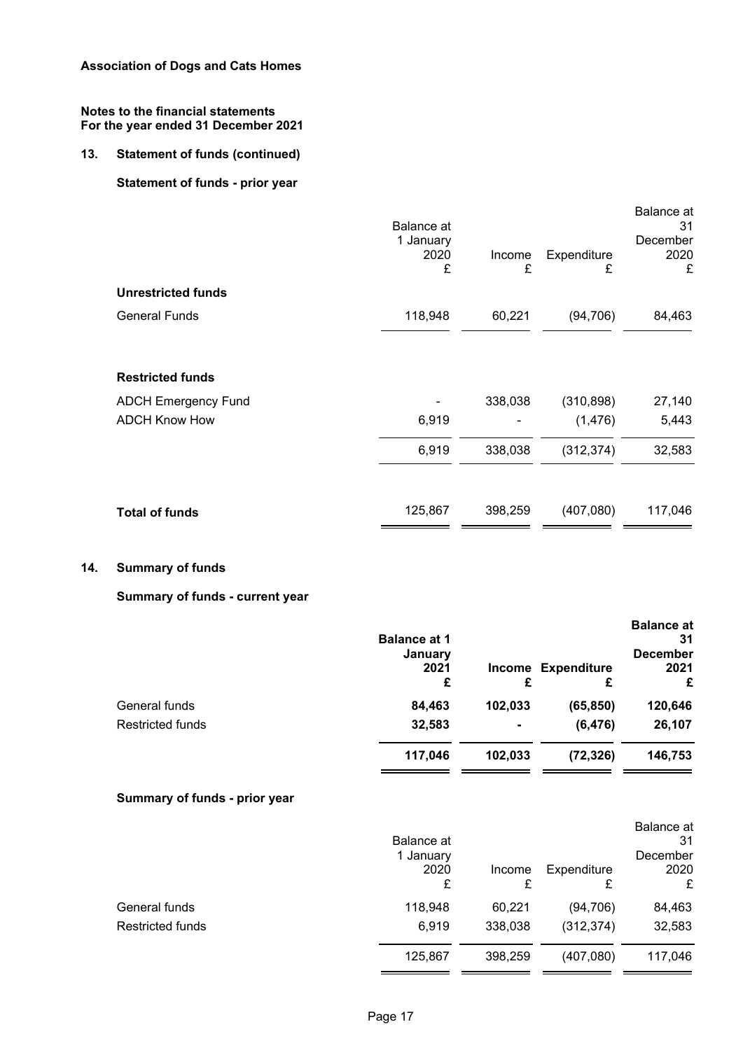**Association of Dogs and Cats Homes**

**Notes to the financial statements**
**For the year ended 31 December 2021**

## 13. Statement of funds (continued)

### Statement of funds - prior year

| | Balance at 1 January 2020 £ | Income £ | Expenditure £ | Balance at 31 December 2020 £ |
|---|---|---|---|---|
| **Unrestricted funds** | | | | |
| General Funds | 118,948 | 60,221 | (94,706) | 84,463 |
| **Restricted funds** | | | | |
| ADCH Emergency Fund | - | 338,038 | (310,898) | 27,140 |
| ADCH Know How | 6,919 | - | (1,476) | 5,443 |
| | 6,919 | 338,038 | (312,374) | 32,583 |
| **Total of funds** | 125,867 | 398,259 | (407,080) | 117,046 |

## 14. Summary of funds

### Summary of funds - current year

| | **Balance at 1 January 2021 £** | **Income £** | **Expenditure £** | **Balance at 31 December 2021 £** |
|---|---|---|---|---|
| General funds | **84,463** | **102,033** | **(65,850)** | **120,646** |
| Restricted funds | **32,583** | **-** | **(6,476)** | **26,107** |
| | **117,046** | **102,033** | **(72,326)** | **146,753** |

### Summary of funds - prior year

| | Balance at 1 January 2020 £ | Income £ | Expenditure £ | Balance at 31 December 2020 £ |
|---|---|---|---|---|
| General funds | 118,948 | 60,221 | (94,706) | 84,463 |
| Restricted funds | 6,919 | 338,038 | (312,374) | 32,583 |
| | 125,867 | 398,259 | (407,080) | 117,046 |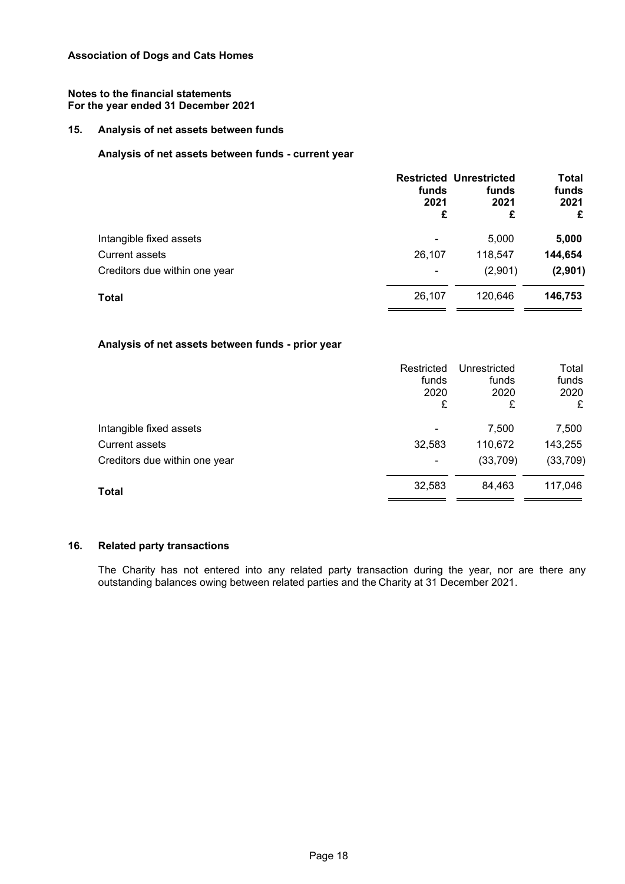**Association of Dogs and Cats Homes**

**Notes to the financial statements**
**For the year ended 31 December 2021**

## 15. Analysis of net assets between funds

### Analysis of net assets between funds - current year

| | **Restricted funds 2021 £** | **Unrestricted funds 2021 £** | **Total funds 2021 £** |
|---|---|---|---|
| Intangible fixed assets | - | 5,000 | **5,000** |
| Current assets | 26,107 | 118,547 | **144,654** |
| Creditors due within one year | - | (2,901) | **(2,901)** |
| **Total** | 26,107 | 120,646 | **146,753** |

### Analysis of net assets between funds - prior year

| | Restricted funds 2020 £ | Unrestricted funds 2020 £ | Total funds 2020 £ |
|---|---|---|---|
| Intangible fixed assets | - | 7,500 | 7,500 |
| Current assets | 32,583 | 110,672 | 143,255 |
| Creditors due within one year | - | (33,709) | (33,709) |
| **Total** | 32,583 | 84,463 | 117,046 |

## 16. Related party transactions

The Charity has not entered into any related party transaction during the year, nor are there any outstanding balances owing between related parties and the Charity at 31 December 2021.